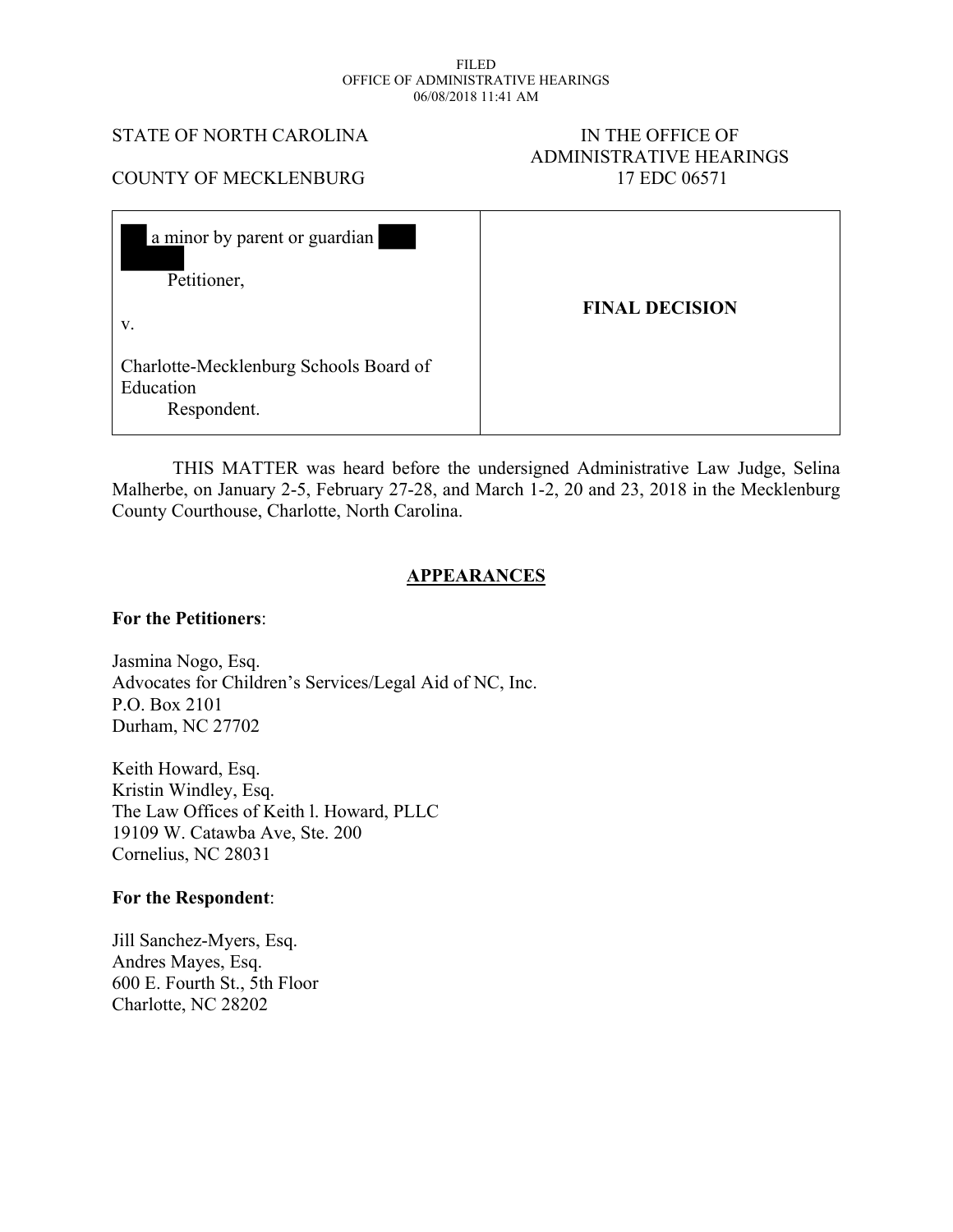FILED
OFFICE OF ADMINISTRATIVE HEARINGS
06/08/2018 11:41 AM

STATE OF NORTH CAROLINA

COUNTY OF MECKLENBURG

IN THE OFFICE OF
ADMINISTRATIVE HEARINGS
17 EDC 06571

| | |
|---|---|
| a minor by parent or guardian<br><br>Petitioner,<br><br>v.<br><br>Charlotte-Mecklenburg Schools Board of Education<br>Respondent. | **FINAL DECISION** |

THIS MATTER was heard before the undersigned Administrative Law Judge, Selina Malherbe, on January 2-5, February 27-28, and March 1-2, 20 and 23, 2018 in the Mecklenburg County Courthouse, Charlotte, North Carolina.

## APPEARANCES

**For the Petitioners**:

Jasmina Nogo, Esq.
Advocates for Children's Services/Legal Aid of NC, Inc.
P.O. Box 2101
Durham, NC 27702

Keith Howard, Esq.
Kristin Windley, Esq.
The Law Offices of Keith l. Howard, PLLC
19109 W. Catawba Ave, Ste. 200
Cornelius, NC 28031

**For the Respondent**:

Jill Sanchez-Myers, Esq.
Andres Mayes, Esq.
600 E. Fourth St., 5th Floor
Charlotte, NC 28202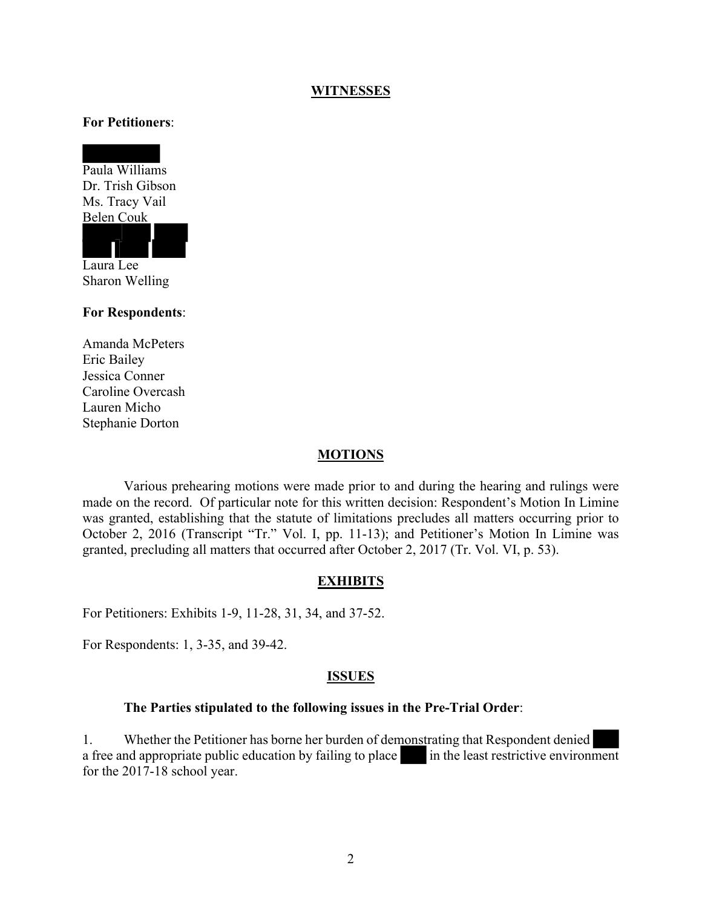## WITNESSES

**For Petitioners**:

[REDACTED]
Paula Williams
Dr. Trish Gibson
Ms. Tracy Vail
Belen Couk
[REDACTED]
Laura Lee
Sharon Welling

**For Respondents**:

Amanda McPeters
Eric Bailey
Jessica Conner
Caroline Overcash
Lauren Micho
Stephanie Dorton

## MOTIONS

Various prehearing motions were made prior to and during the hearing and rulings were made on the record. Of particular note for this written decision: Respondent's Motion In Limine was granted, establishing that the statute of limitations precludes all matters occurring prior to October 2, 2016 (Transcript "Tr." Vol. I, pp. 11-13); and Petitioner's Motion In Limine was granted, precluding all matters that occurred after October 2, 2017 (Tr. Vol. VI, p. 53).

## EXHIBITS

For Petitioners: Exhibits 1-9, 11-28, 31, 34, and 37-52.

For Respondents: 1, 3-35, and 39-42.

## ISSUES

**The Parties stipulated to the following issues in the Pre-Trial Order**:

1. Whether the Petitioner has borne her burden of demonstrating that Respondent denied [REDACTED] a free and appropriate public education by failing to place [REDACTED] in the least restrictive environment for the 2017-18 school year.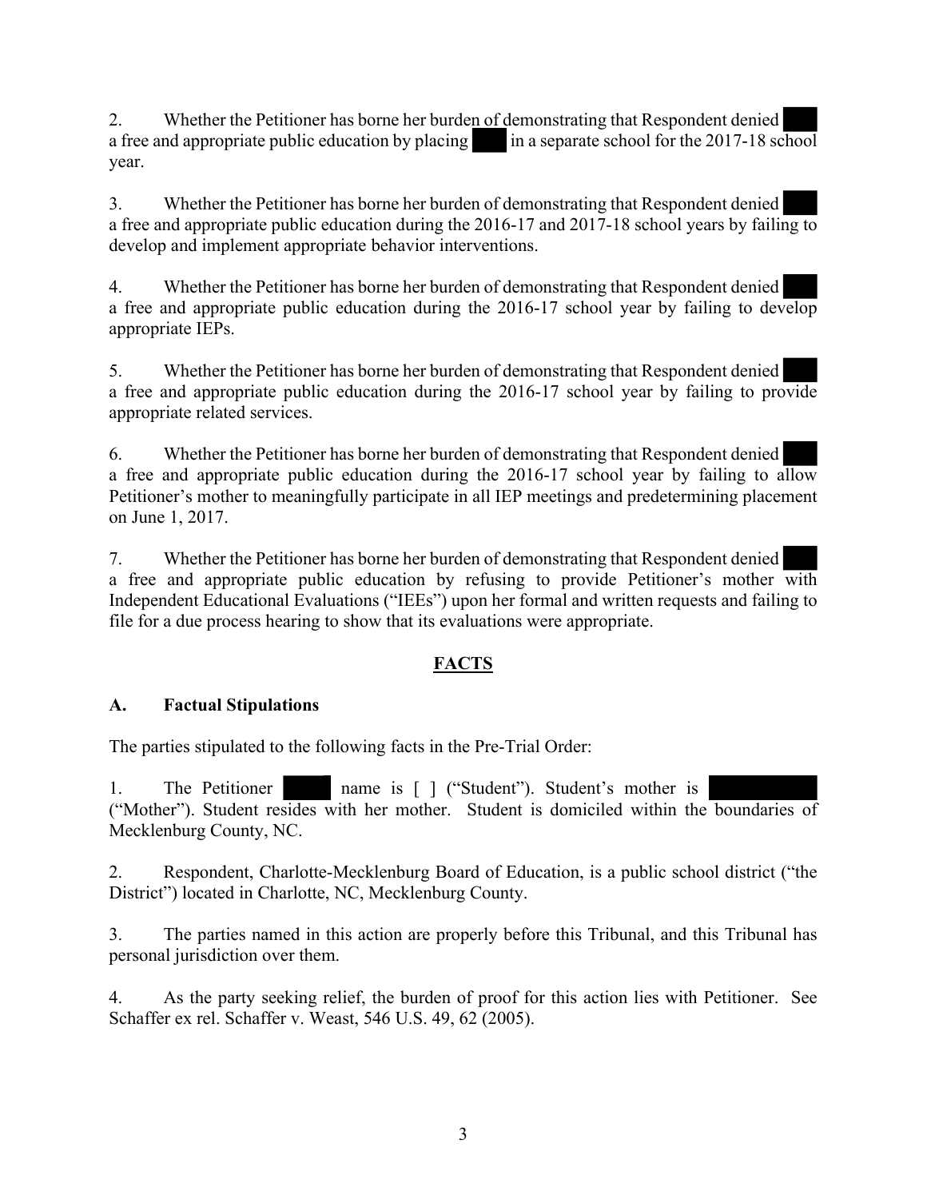2. Whether the Petitioner has borne her burden of demonstrating that Respondent denied a free and appropriate public education by placing in a separate school for the 2017-18 school year.

3. Whether the Petitioner has borne her burden of demonstrating that Respondent denied a free and appropriate public education during the 2016-17 and 2017-18 school years by failing to develop and implement appropriate behavior interventions.

4. Whether the Petitioner has borne her burden of demonstrating that Respondent denied a free and appropriate public education during the 2016-17 school year by failing to develop appropriate IEPs.

5. Whether the Petitioner has borne her burden of demonstrating that Respondent denied a free and appropriate public education during the 2016-17 school year by failing to provide appropriate related services.

6. Whether the Petitioner has borne her burden of demonstrating that Respondent denied a free and appropriate public education during the 2016-17 school year by failing to allow Petitioner's mother to meaningfully participate in all IEP meetings and predetermining placement on June 1, 2017.

7. Whether the Petitioner has borne her burden of demonstrating that Respondent denied a free and appropriate public education by refusing to provide Petitioner's mother with Independent Educational Evaluations ("IEEs") upon her formal and written requests and failing to file for a due process hearing to show that its evaluations were appropriate.

## FACTS

### A. Factual Stipulations

The parties stipulated to the following facts in the Pre-Trial Order:

1. The Petitioner name is [ ] ("Student"). Student's mother is ("Mother"). Student resides with her mother. Student is domiciled within the boundaries of Mecklenburg County, NC.

2. Respondent, Charlotte-Mecklenburg Board of Education, is a public school district ("the District") located in Charlotte, NC, Mecklenburg County.

3. The parties named in this action are properly before this Tribunal, and this Tribunal has personal jurisdiction over them.

4. As the party seeking relief, the burden of proof for this action lies with Petitioner. See Schaffer ex rel. Schaffer v. Weast, 546 U.S. 49, 62 (2005).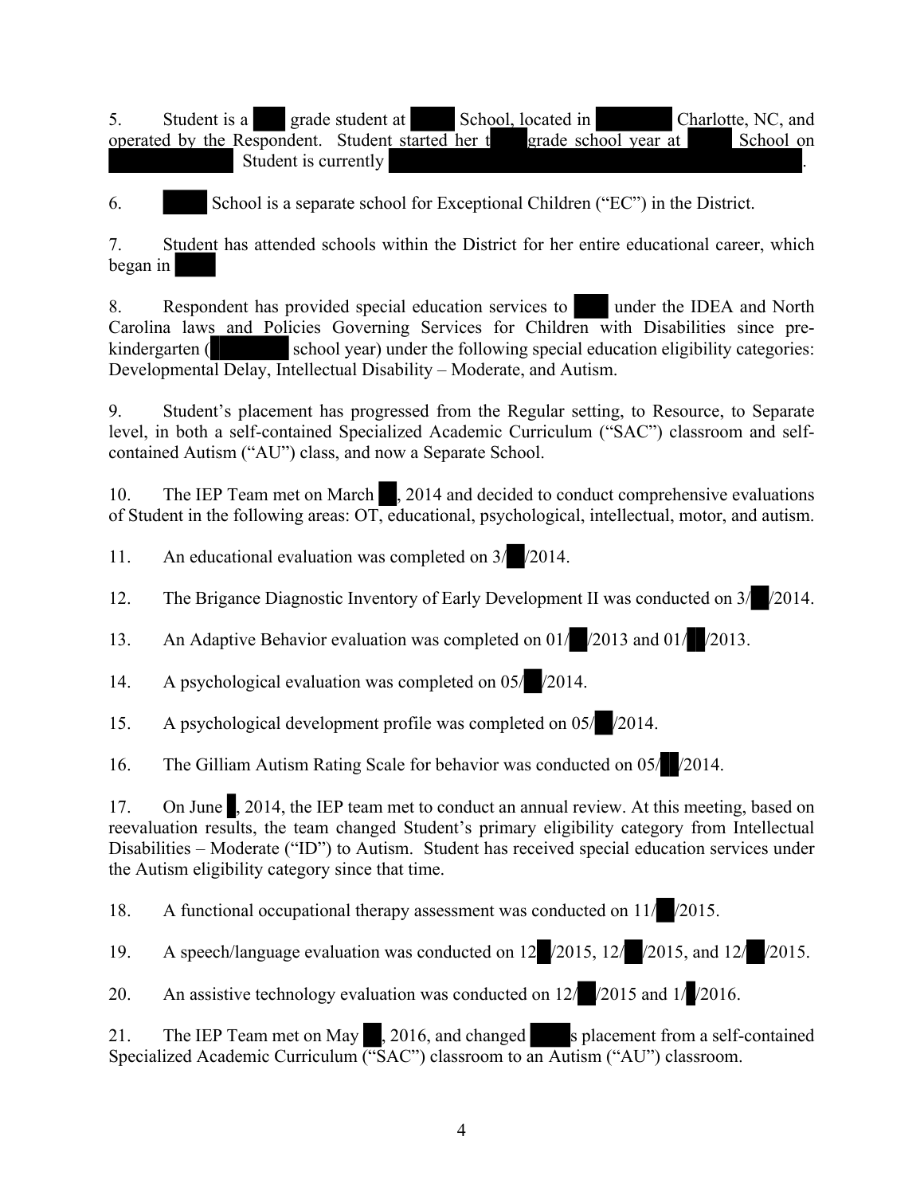5. Student is a grade student at School, located in Charlotte, NC, and operated by the Respondent. Student started her t grade school year at School on . Student is currently .

6. School is a separate school for Exceptional Children ("EC") in the District.

7. Student has attended schools within the District for her entire educational career, which began in

8. Respondent has provided special education services to under the IDEA and North Carolina laws and Policies Governing Services for Children with Disabilities since pre-kindergarten ( school year) under the following special education eligibility categories: Developmental Delay, Intellectual Disability – Moderate, and Autism.

9. Student's placement has progressed from the Regular setting, to Resource, to Separate level, in both a self-contained Specialized Academic Curriculum ("SAC") classroom and self-contained Autism ("AU") class, and now a Separate School.

10. The IEP Team met on March , 2014 and decided to conduct comprehensive evaluations of Student in the following areas: OT, educational, psychological, intellectual, motor, and autism.

11. An educational evaluation was completed on 3/ /2014.

12. The Brigance Diagnostic Inventory of Early Development II was conducted on 3/ /2014.

13. An Adaptive Behavior evaluation was completed on 01/ /2013 and 01/ /2013.

14. A psychological evaluation was completed on 05/ /2014.

15. A psychological development profile was completed on 05/ /2014.

16. The Gilliam Autism Rating Scale for behavior was conducted on 05/ /2014.

17. On June , 2014, the IEP team met to conduct an annual review. At this meeting, based on reevaluation results, the team changed Student's primary eligibility category from Intellectual Disabilities – Moderate ("ID") to Autism. Student has received special education services under the Autism eligibility category since that time.

18. A functional occupational therapy assessment was conducted on 11/ /2015.

19. A speech/language evaluation was conducted on 12 /2015, 12/ /2015, and 12/ /2015.

20. An assistive technology evaluation was conducted on 12/ /2015 and 1/ /2016.

21. The IEP Team met on May , 2016, and changed s placement from a self-contained Specialized Academic Curriculum ("SAC") classroom to an Autism ("AU") classroom.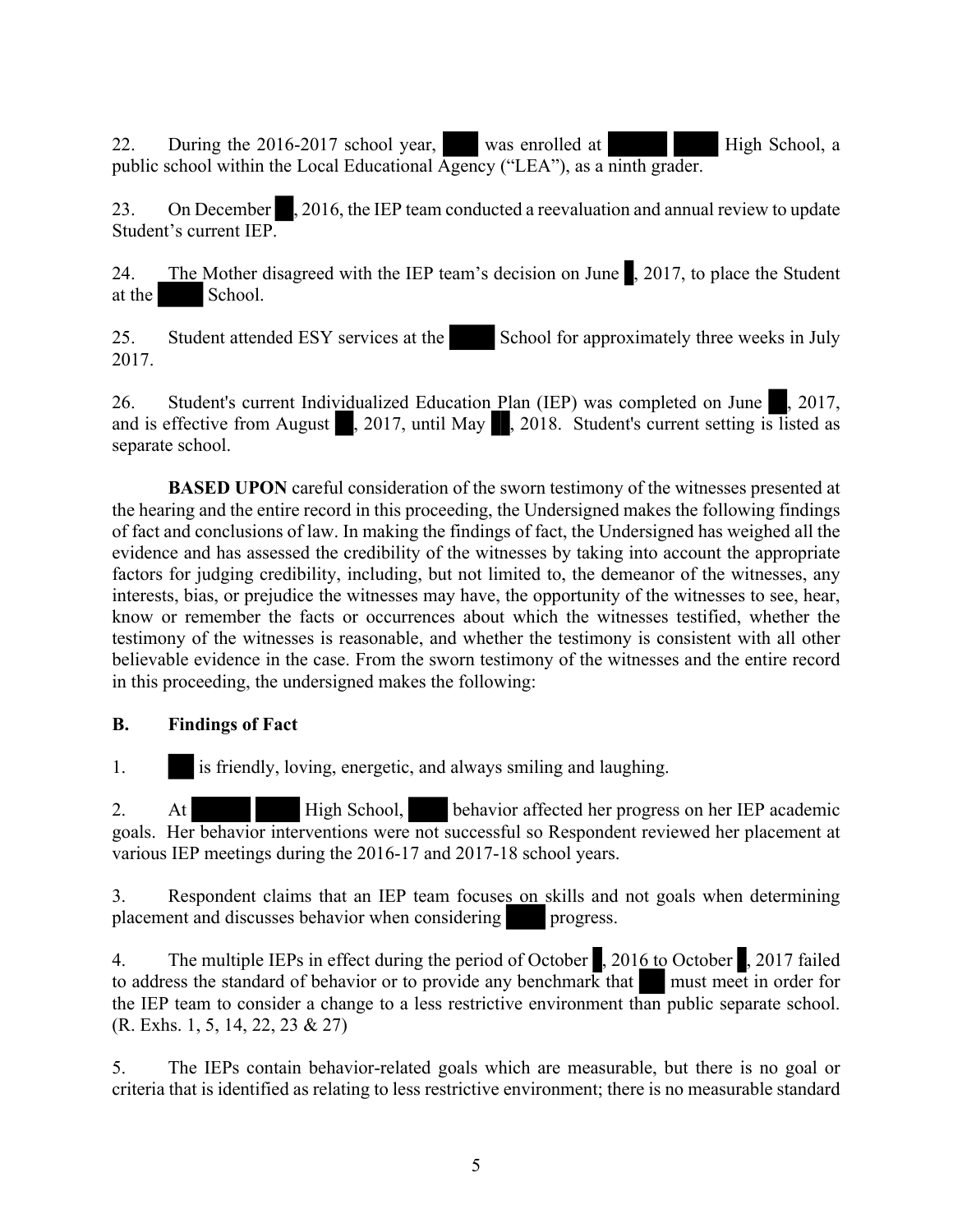22. During the 2016-2017 school year, ███ was enrolled at █████ ████ High School, a public school within the Local Educational Agency ("LEA"), as a ninth grader.

23. On December ██, 2016, the IEP team conducted a reevaluation and annual review to update Student's current IEP.

24. The Mother disagreed with the IEP team's decision on June █, 2017, to place the Student at the ████ School.

25. Student attended ESY services at the ████ School for approximately three weeks in July 2017.

26. Student's current Individualized Education Plan (IEP) was completed on June ██, 2017, and is effective from August ██, 2017, until May ██, 2018. Student's current setting is listed as separate school.

**BASED UPON** careful consideration of the sworn testimony of the witnesses presented at the hearing and the entire record in this proceeding, the Undersigned makes the following findings of fact and conclusions of law. In making the findings of fact, the Undersigned has weighed all the evidence and has assessed the credibility of the witnesses by taking into account the appropriate factors for judging credibility, including, but not limited to, the demeanor of the witnesses, any interests, bias, or prejudice the witnesses may have, the opportunity of the witnesses to see, hear, know or remember the facts or occurrences about which the witnesses testified, whether the testimony of the witnesses is reasonable, and whether the testimony is consistent with all other believable evidence in the case. From the sworn testimony of the witnesses and the entire record in this proceeding, the undersigned makes the following:

## B. Findings of Fact

1. ██ is friendly, loving, energetic, and always smiling and laughing.

2. At █████ ████ High School, ███ behavior affected her progress on her IEP academic goals. Her behavior interventions were not successful so Respondent reviewed her placement at various IEP meetings during the 2016-17 and 2017-18 school years.

3. Respondent claims that an IEP team focuses on skills and not goals when determining placement and discusses behavior when considering ████ progress.

4. The multiple IEPs in effect during the period of October █, 2016 to October █, 2017 failed to address the standard of behavior or to provide any benchmark that ██ must meet in order for the IEP team to consider a change to a less restrictive environment than public separate school. (R. Exhs. 1, 5, 14, 22, 23 & 27)

5. The IEPs contain behavior-related goals which are measurable, but there is no goal or criteria that is identified as relating to less restrictive environment; there is no measurable standard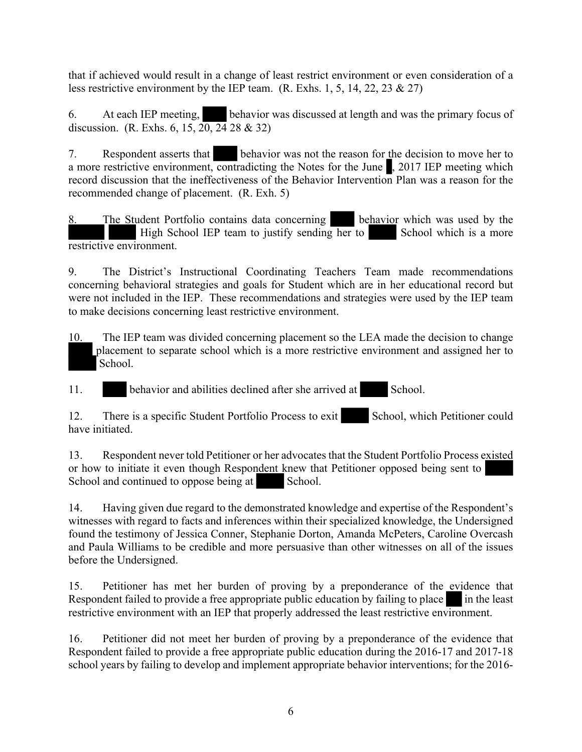that if achieved would result in a change of least restrict environment or even consideration of a less restrictive environment by the IEP team. (R. Exhs. 1, 5, 14, 22, 23 & 27)

6. At each IEP meeting, behavior was discussed at length and was the primary focus of discussion. (R. Exhs. 6, 15, 20, 24 28 & 32)

7. Respondent asserts that behavior was not the reason for the decision to move her to a more restrictive environment, contradicting the Notes for the June , 2017 IEP meeting which record discussion that the ineffectiveness of the Behavior Intervention Plan was a reason for the recommended change of placement. (R. Exh. 5)

8. The Student Portfolio contains data concerning behavior which was used by the High School IEP team to justify sending her to School which is a more restrictive environment.

9. The District's Instructional Coordinating Teachers Team made recommendations concerning behavioral strategies and goals for Student which are in her educational record but were not included in the IEP. These recommendations and strategies were used by the IEP team to make decisions concerning least restrictive environment.

10. The IEP team was divided concerning placement so the LEA made the decision to change placement to separate school which is a more restrictive environment and assigned her to School.

11. behavior and abilities declined after she arrived at School.

12. There is a specific Student Portfolio Process to exit School, which Petitioner could have initiated.

13. Respondent never told Petitioner or her advocates that the Student Portfolio Process existed or how to initiate it even though Respondent knew that Petitioner opposed being sent to School and continued to oppose being at School.

14. Having given due regard to the demonstrated knowledge and expertise of the Respondent's witnesses with regard to facts and inferences within their specialized knowledge, the Undersigned found the testimony of Jessica Conner, Stephanie Dorton, Amanda McPeters, Caroline Overcash and Paula Williams to be credible and more persuasive than other witnesses on all of the issues before the Undersigned.

15. Petitioner has met her burden of proving by a preponderance of the evidence that Respondent failed to provide a free appropriate public education by failing to place in the least restrictive environment with an IEP that properly addressed the least restrictive environment.

16. Petitioner did not meet her burden of proving by a preponderance of the evidence that Respondent failed to provide a free appropriate public education during the 2016-17 and 2017-18 school years by failing to develop and implement appropriate behavior interventions; for the 2016-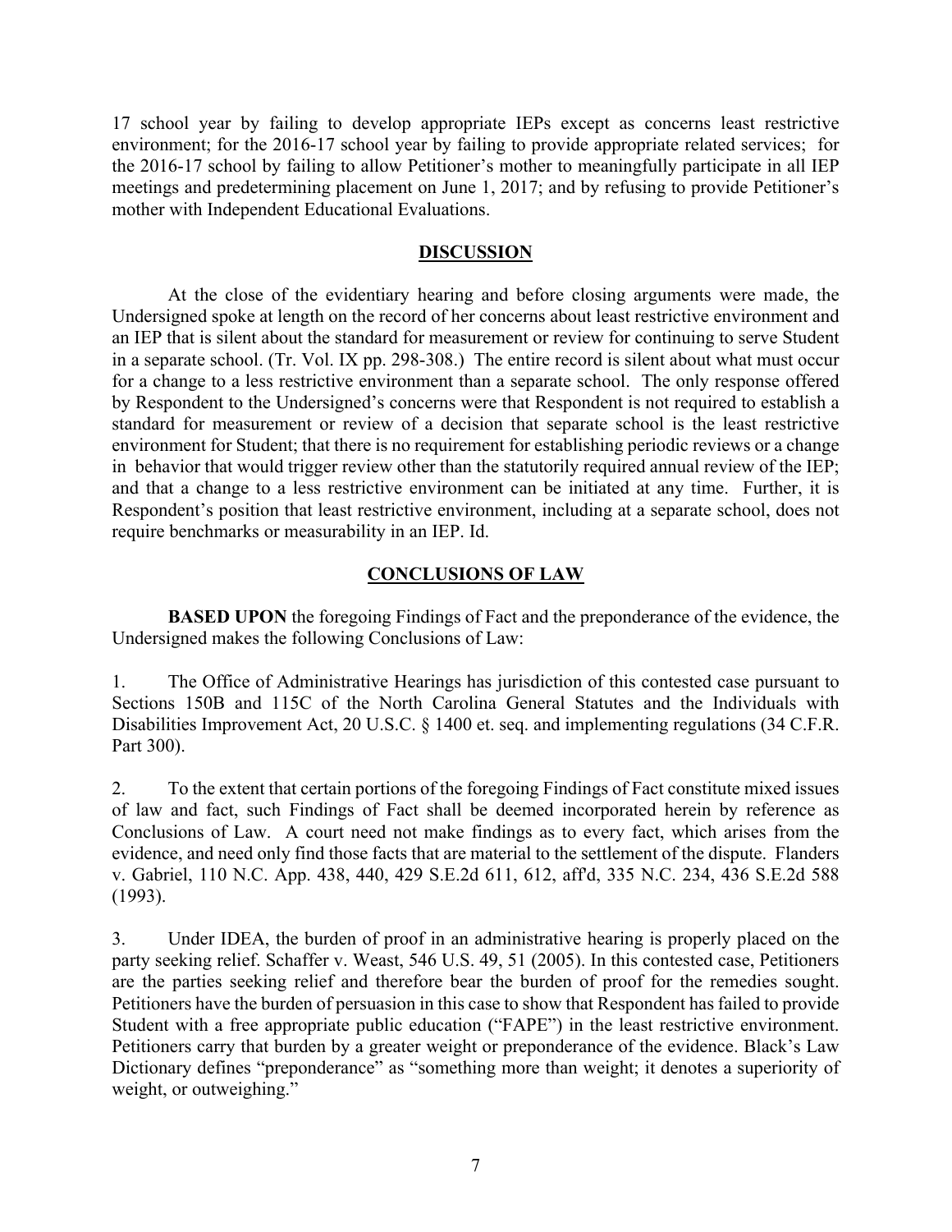17 school year by failing to develop appropriate IEPs except as concerns least restrictive environment; for the 2016-17 school year by failing to provide appropriate related services; for the 2016-17 school by failing to allow Petitioner's mother to meaningfully participate in all IEP meetings and predetermining placement on June 1, 2017; and by refusing to provide Petitioner's mother with Independent Educational Evaluations.

## DISCUSSION

At the close of the evidentiary hearing and before closing arguments were made, the Undersigned spoke at length on the record of her concerns about least restrictive environment and an IEP that is silent about the standard for measurement or review for continuing to serve Student in a separate school. (Tr. Vol. IX pp. 298-308.) The entire record is silent about what must occur for a change to a less restrictive environment than a separate school. The only response offered by Respondent to the Undersigned's concerns were that Respondent is not required to establish a standard for measurement or review of a decision that separate school is the least restrictive environment for Student; that there is no requirement for establishing periodic reviews or a change in behavior that would trigger review other than the statutorily required annual review of the IEP; and that a change to a less restrictive environment can be initiated at any time. Further, it is Respondent's position that least restrictive environment, including at a separate school, does not require benchmarks or measurability in an IEP. Id.

## CONCLUSIONS OF LAW

**BASED UPON** the foregoing Findings of Fact and the preponderance of the evidence, the Undersigned makes the following Conclusions of Law:

1. The Office of Administrative Hearings has jurisdiction of this contested case pursuant to Sections 150B and 115C of the North Carolina General Statutes and the Individuals with Disabilities Improvement Act, 20 U.S.C. § 1400 et. seq. and implementing regulations (34 C.F.R. Part 300).

2. To the extent that certain portions of the foregoing Findings of Fact constitute mixed issues of law and fact, such Findings of Fact shall be deemed incorporated herein by reference as Conclusions of Law. A court need not make findings as to every fact, which arises from the evidence, and need only find those facts that are material to the settlement of the dispute. Flanders v. Gabriel, 110 N.C. App. 438, 440, 429 S.E.2d 611, 612, aff'd, 335 N.C. 234, 436 S.E.2d 588 (1993).

3. Under IDEA, the burden of proof in an administrative hearing is properly placed on the party seeking relief. Schaffer v. Weast, 546 U.S. 49, 51 (2005). In this contested case, Petitioners are the parties seeking relief and therefore bear the burden of proof for the remedies sought. Petitioners have the burden of persuasion in this case to show that Respondent has failed to provide Student with a free appropriate public education ("FAPE") in the least restrictive environment. Petitioners carry that burden by a greater weight or preponderance of the evidence. Black's Law Dictionary defines "preponderance" as "something more than weight; it denotes a superiority of weight, or outweighing."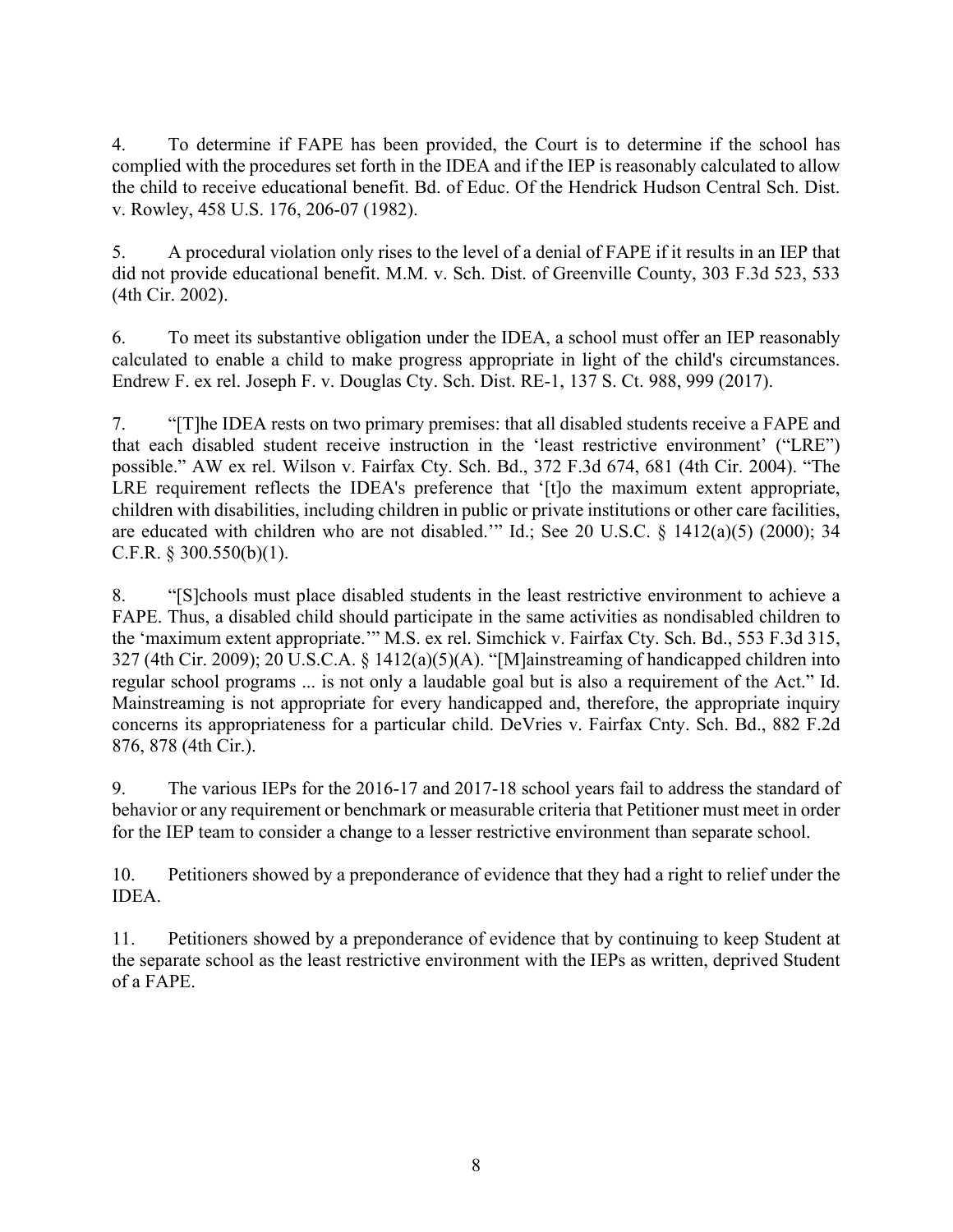4. To determine if FAPE has been provided, the Court is to determine if the school has complied with the procedures set forth in the IDEA and if the IEP is reasonably calculated to allow the child to receive educational benefit. Bd. of Educ. Of the Hendrick Hudson Central Sch. Dist. v. Rowley, 458 U.S. 176, 206-07 (1982).

5. A procedural violation only rises to the level of a denial of FAPE if it results in an IEP that did not provide educational benefit. M.M. v. Sch. Dist. of Greenville County, 303 F.3d 523, 533 (4th Cir. 2002).

6. To meet its substantive obligation under the IDEA, a school must offer an IEP reasonably calculated to enable a child to make progress appropriate in light of the child's circumstances. Endrew F. ex rel. Joseph F. v. Douglas Cty. Sch. Dist. RE-1, 137 S. Ct. 988, 999 (2017).

7. "[T]he IDEA rests on two primary premises: that all disabled students receive a FAPE and that each disabled student receive instruction in the 'least restrictive environment' ("LRE") possible." AW ex rel. Wilson v. Fairfax Cty. Sch. Bd., 372 F.3d 674, 681 (4th Cir. 2004). "The LRE requirement reflects the IDEA's preference that '[t]o the maximum extent appropriate, children with disabilities, including children in public or private institutions or other care facilities, are educated with children who are not disabled.'" Id.; See 20 U.S.C. § 1412(a)(5) (2000); 34 C.F.R. § 300.550(b)(1).

8. "[S]chools must place disabled students in the least restrictive environment to achieve a FAPE. Thus, a disabled child should participate in the same activities as nondisabled children to the 'maximum extent appropriate.'" M.S. ex rel. Simchick v. Fairfax Cty. Sch. Bd., 553 F.3d 315, 327 (4th Cir. 2009); 20 U.S.C.A. § 1412(a)(5)(A). "[M]ainstreaming of handicapped children into regular school programs ... is not only a laudable goal but is also a requirement of the Act." Id. Mainstreaming is not appropriate for every handicapped and, therefore, the appropriate inquiry concerns its appropriateness for a particular child. DeVries v. Fairfax Cnty. Sch. Bd., 882 F.2d 876, 878 (4th Cir.).

9. The various IEPs for the 2016-17 and 2017-18 school years fail to address the standard of behavior or any requirement or benchmark or measurable criteria that Petitioner must meet in order for the IEP team to consider a change to a lesser restrictive environment than separate school.

10. Petitioners showed by a preponderance of evidence that they had a right to relief under the IDEA.

11. Petitioners showed by a preponderance of evidence that by continuing to keep Student at the separate school as the least restrictive environment with the IEPs as written, deprived Student of a FAPE.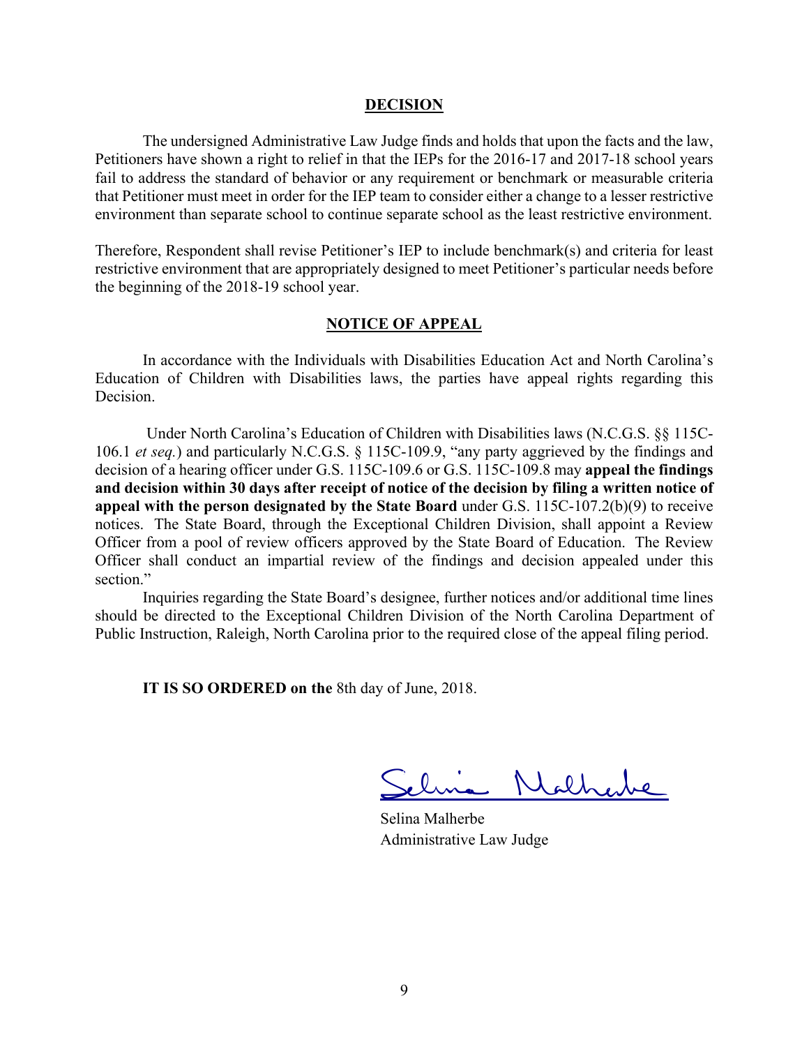## DECISION

The undersigned Administrative Law Judge finds and holds that upon the facts and the law, Petitioners have shown a right to relief in that the IEPs for the 2016-17 and 2017-18 school years fail to address the standard of behavior or any requirement or benchmark or measurable criteria that Petitioner must meet in order for the IEP team to consider either a change to a lesser restrictive environment than separate school to continue separate school as the least restrictive environment.

Therefore, Respondent shall revise Petitioner's IEP to include benchmark(s) and criteria for least restrictive environment that are appropriately designed to meet Petitioner's particular needs before the beginning of the 2018-19 school year.

## NOTICE OF APPEAL

In accordance with the Individuals with Disabilities Education Act and North Carolina's Education of Children with Disabilities laws, the parties have appeal rights regarding this Decision.

Under North Carolina's Education of Children with Disabilities laws (N.C.G.S. §§ 115C-106.1 *et seq.*) and particularly N.C.G.S. § 115C-109.9, "any party aggrieved by the findings and decision of a hearing officer under G.S. 115C-109.6 or G.S. 115C-109.8 may **appeal the findings and decision within 30 days after receipt of notice of the decision by filing a written notice of appeal with the person designated by the State Board** under G.S. 115C-107.2(b)(9) to receive notices. The State Board, through the Exceptional Children Division, shall appoint a Review Officer from a pool of review officers approved by the State Board of Education. The Review Officer shall conduct an impartial review of the findings and decision appealed under this section."

Inquiries regarding the State Board's designee, further notices and/or additional time lines should be directed to the Exceptional Children Division of the North Carolina Department of Public Instruction, Raleigh, North Carolina prior to the required close of the appeal filing period.

**IT IS SO ORDERED on the** 8th day of June, 2018.

Selina Malherbe
Administrative Law Judge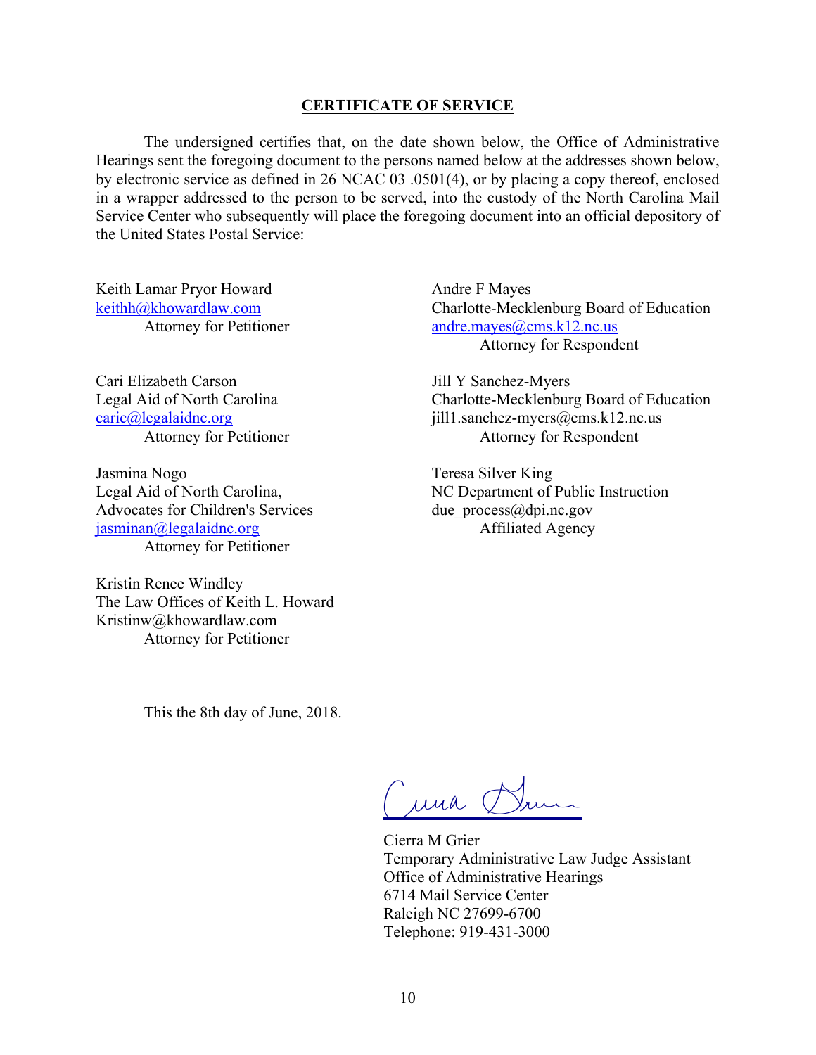## CERTIFICATE OF SERVICE

The undersigned certifies that, on the date shown below, the Office of Administrative Hearings sent the foregoing document to the persons named below at the addresses shown below, by electronic service as defined in 26 NCAC 03 .0501(4), or by placing a copy thereof, enclosed in a wrapper addressed to the person to be served, into the custody of the North Carolina Mail Service Center who subsequently will place the foregoing document into an official depository of the United States Postal Service:

Keith Lamar Pryor Howard
keithh@khowardlaw.com
Attorney for Petitioner

Cari Elizabeth Carson
Legal Aid of North Carolina
caric@legalaidnc.org
Attorney for Petitioner

Jasmina Nogo
Legal Aid of North Carolina,
Advocates for Children's Services
jasminan@legalaidnc.org
Attorney for Petitioner

Kristin Renee Windley
The Law Offices of Keith L. Howard
Kristinw@khowardlaw.com
Attorney for Petitioner

Andre F Mayes
Charlotte-Mecklenburg Board of Education
andre.mayes@cms.k12.nc.us
Attorney for Respondent

Jill Y Sanchez-Myers
Charlotte-Mecklenburg Board of Education
jill1.sanchez-myers@cms.k12.nc.us
Attorney for Respondent

Teresa Silver King
NC Department of Public Instruction
due_process@dpi.nc.gov
Affiliated Agency

This the 8th day of June, 2018.

Cierra M Grier
Temporary Administrative Law Judge Assistant
Office of Administrative Hearings
6714 Mail Service Center
Raleigh NC 27699-6700
Telephone: 919-431-3000